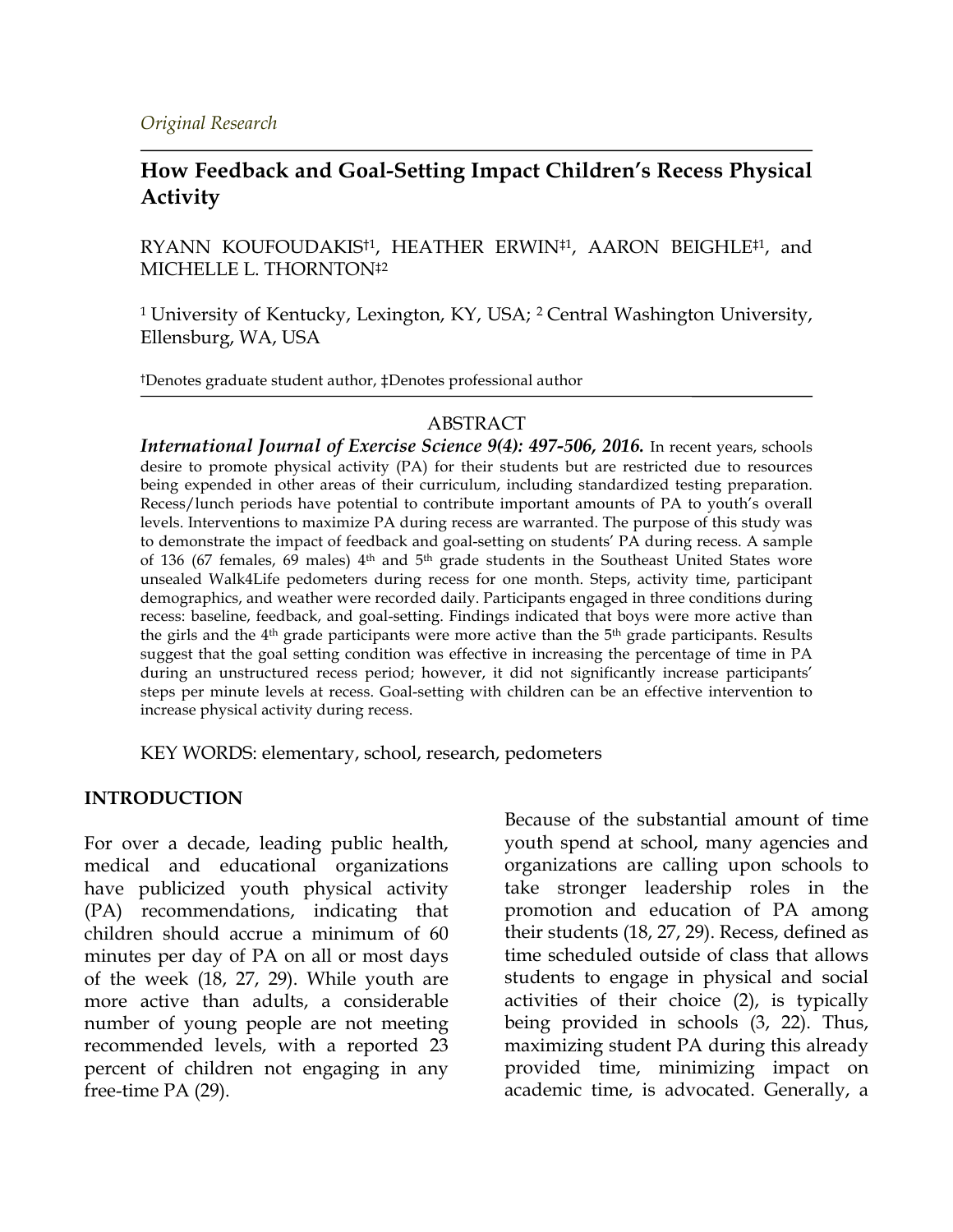*Original Research*

# How Feedback and Goal-Setting Impact Children's Recess Physical Activity

RYANN KOUFOUDAKIS[†1], HEATHER ERWIN[‡1], AARON BEIGHLE[‡1], and MICHELLE L. THORNTON[‡2]

[1] University of Kentucky, Lexington, KY, USA; [2] Central Washington University, Ellensburg, WA, USA

[†]Denotes graduate student author, [‡]Denotes professional author

## ABSTRACT

***International Journal of Exercise Science 9(4): 497-506, 2016.*** In recent years, schools desire to promote physical activity (PA) for their students but are restricted due to resources being expended in other areas of their curriculum, including standardized testing preparation. Recess/lunch periods have potential to contribute important amounts of PA to youth's overall levels. Interventions to maximize PA during recess are warranted. The purpose of this study was to demonstrate the impact of feedback and goal-setting on students' PA during recess. A sample of 136 (67 females, 69 males) 4th and 5th grade students in the Southeast United States wore unsealed Walk4Life pedometers during recess for one month. Steps, activity time, participant demographics, and weather were recorded daily. Participants engaged in three conditions during recess: baseline, feedback, and goal-setting. Findings indicated that boys were more active than the girls and the 4th grade participants were more active than the 5th grade participants. Results suggest that the goal setting condition was effective in increasing the percentage of time in PA during an unstructured recess period; however, it did not significantly increase participants' steps per minute levels at recess. Goal-setting with children can be an effective intervention to increase physical activity during recess.

KEY WORDS: elementary, school, research, pedometers

## INTRODUCTION

For over a decade, leading public health, medical and educational organizations have publicized youth physical activity (PA) recommendations, indicating that children should accrue a minimum of 60 minutes per day of PA on all or most days of the week (18, 27, 29). While youth are more active than adults, a considerable number of young people are not meeting recommended levels, with a reported 23 percent of children not engaging in any free-time PA (29).

Because of the substantial amount of time youth spend at school, many agencies and organizations are calling upon schools to take stronger leadership roles in the promotion and education of PA among their students (18, 27, 29). Recess, defined as time scheduled outside of class that allows students to engage in physical and social activities of their choice (2), is typically being provided in schools (3, 22). Thus, maximizing student PA during this already provided time, minimizing impact on academic time, is advocated. Generally, a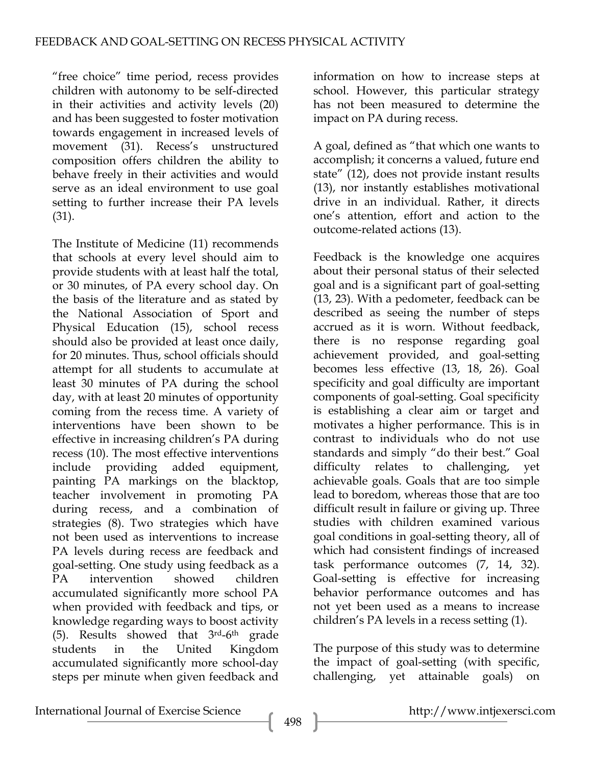"free choice" time period, recess provides children with autonomy to be self-directed in their activities and activity levels (20) and has been suggested to foster motivation towards engagement in increased levels of movement (31). Recess's unstructured composition offers children the ability to behave freely in their activities and would serve as an ideal environment to use goal setting to further increase their PA levels (31).

The Institute of Medicine (11) recommends that schools at every level should aim to provide students with at least half the total, or 30 minutes, of PA every school day. On the basis of the literature and as stated by the National Association of Sport and Physical Education (15), school recess should also be provided at least once daily, for 20 minutes. Thus, school officials should attempt for all students to accumulate at least 30 minutes of PA during the school day, with at least 20 minutes of opportunity coming from the recess time. A variety of interventions have been shown to be effective in increasing children's PA during recess (10). The most effective interventions include providing added equipment, painting PA markings on the blacktop, teacher involvement in promoting PA during recess, and a combination of strategies (8). Two strategies which have not been used as interventions to increase PA levels during recess are feedback and goal-setting. One study using feedback as a PA intervention showed children accumulated significantly more school PA when provided with feedback and tips, or knowledge regarding ways to boost activity (5). Results showed that 3rd-6th grade students in the United Kingdom accumulated significantly more school-day steps per minute when given feedback and information on how to increase steps at school. However, this particular strategy has not been measured to determine the impact on PA during recess.

A goal, defined as "that which one wants to accomplish; it concerns a valued, future end state" (12), does not provide instant results (13), nor instantly establishes motivational drive in an individual. Rather, it directs one's attention, effort and action to the outcome-related actions (13).

Feedback is the knowledge one acquires about their personal status of their selected goal and is a significant part of goal-setting (13, 23). With a pedometer, feedback can be described as seeing the number of steps accrued as it is worn. Without feedback, there is no response regarding goal achievement provided, and goal-setting becomes less effective (13, 18, 26). Goal specificity and goal difficulty are important components of goal-setting. Goal specificity is establishing a clear aim or target and motivates a higher performance. This is in contrast to individuals who do not use standards and simply "do their best." Goal difficulty relates to challenging, yet achievable goals. Goals that are too simple lead to boredom, whereas those that are too difficult result in failure or giving up. Three studies with children examined various goal conditions in goal-setting theory, all of which had consistent findings of increased task performance outcomes (7, 14, 32). Goal-setting is effective for increasing behavior performance outcomes and has not yet been used as a means to increase children's PA levels in a recess setting (1).

The purpose of this study was to determine the impact of goal-setting (with specific, challenging, yet attainable goals) on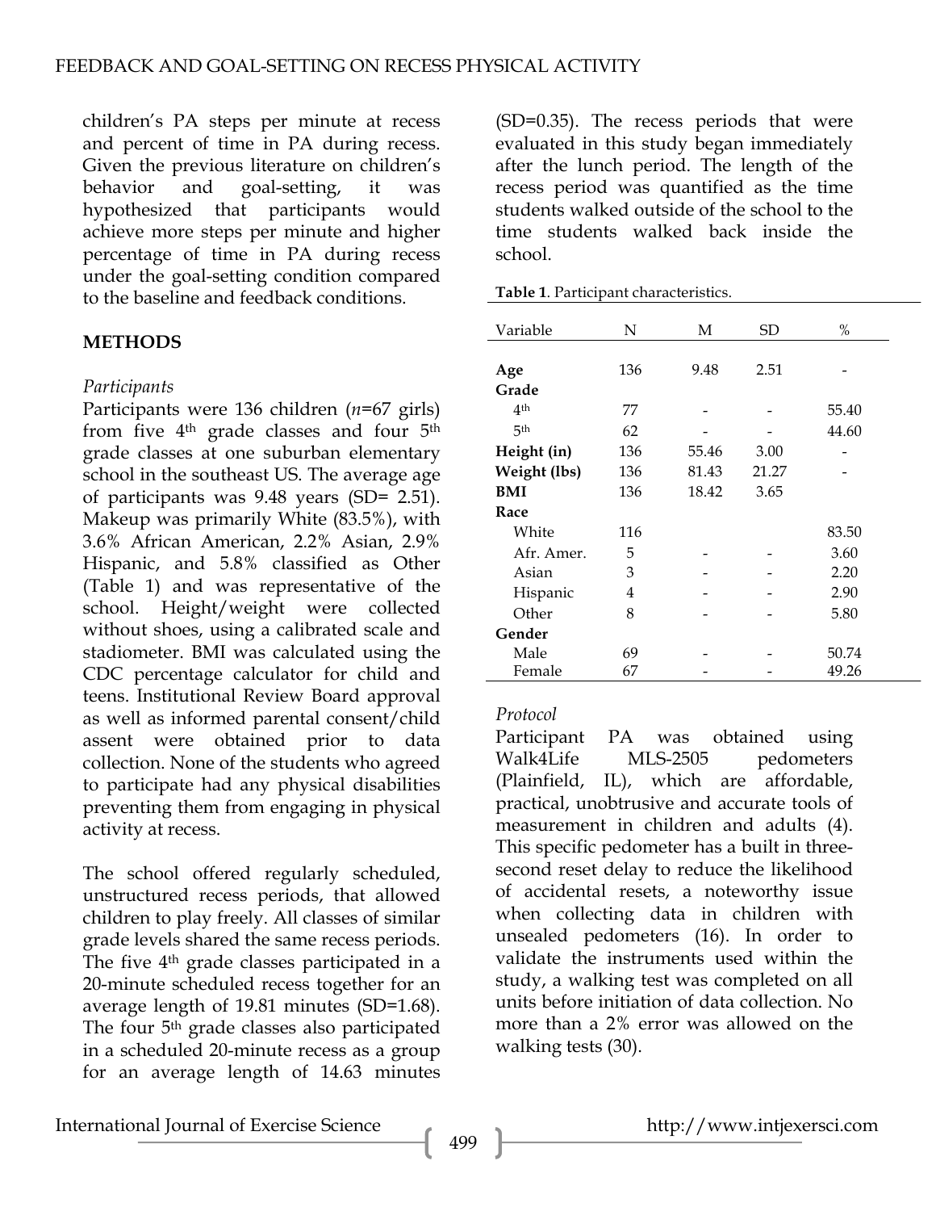children's PA steps per minute at recess and percent of time in PA during recess. Given the previous literature on children's behavior and goal-setting, it was hypothesized that participants would achieve more steps per minute and higher percentage of time in PA during recess under the goal-setting condition compared to the baseline and feedback conditions.

## METHODS

*Participants*

Participants were 136 children (*n*=67 girls) from five 4th grade classes and four 5th grade classes at one suburban elementary school in the southeast US. The average age of participants was 9.48 years (SD= 2.51). Makeup was primarily White (83.5%), with 3.6% African American, 2.2% Asian, 2.9% Hispanic, and 5.8% classified as Other (Table 1) and was representative of the school. Height/weight were collected without shoes, using a calibrated scale and stadiometer. BMI was calculated using the CDC percentage calculator for child and teens. Institutional Review Board approval as well as informed parental consent/child assent were obtained prior to data collection. None of the students who agreed to participate had any physical disabilities preventing them from engaging in physical activity at recess.

The school offered regularly scheduled, unstructured recess periods, that allowed children to play freely. All classes of similar grade levels shared the same recess periods. The five 4th grade classes participated in a 20-minute scheduled recess together for an average length of 19.81 minutes (SD=1.68). The four 5th grade classes also participated in a scheduled 20-minute recess as a group for an average length of 14.63 minutes (SD=0.35). The recess periods that were evaluated in this study began immediately after the lunch period. The length of the recess period was quantified as the time students walked outside of the school to the time students walked back inside the school.

**Table 1**. Participant characteristics.

| Variable | N | M | SD | % |
|---|---|---|---|---|
| **Age** | 136 | 9.48 | 2.51 | - |
| **Grade** | | | | |
| 4th | 77 | - | - | 55.40 |
| 5th | 62 | - | - | 44.60 |
| **Height (in)** | 136 | 55.46 | 3.00 | - |
| **Weight (lbs)** | 136 | 81.43 | 21.27 | - |
| **BMI** | 136 | 18.42 | 3.65 | |
| **Race** | | | | |
| White | 116 | | | 83.50 |
| Afr. Amer. | 5 | - | - | 3.60 |
| Asian | 3 | - | - | 2.20 |
| Hispanic | 4 | - | - | 2.90 |
| Other | 8 | - | - | 5.80 |
| **Gender** | | | | |
| Male | 69 | - | - | 50.74 |
| Female | 67 | - | - | 49.26 |

*Protocol*

Participant PA was obtained using Walk4Life MLS-2505 pedometers (Plainfield, IL), which are affordable, practical, unobtrusive and accurate tools of measurement in children and adults (4). This specific pedometer has a built in three-second reset delay to reduce the likelihood of accidental resets, a noteworthy issue when collecting data in children with unsealed pedometers (16). In order to validate the instruments used within the study, a walking test was completed on all units before initiation of data collection. No more than a 2% error was allowed on the walking tests (30).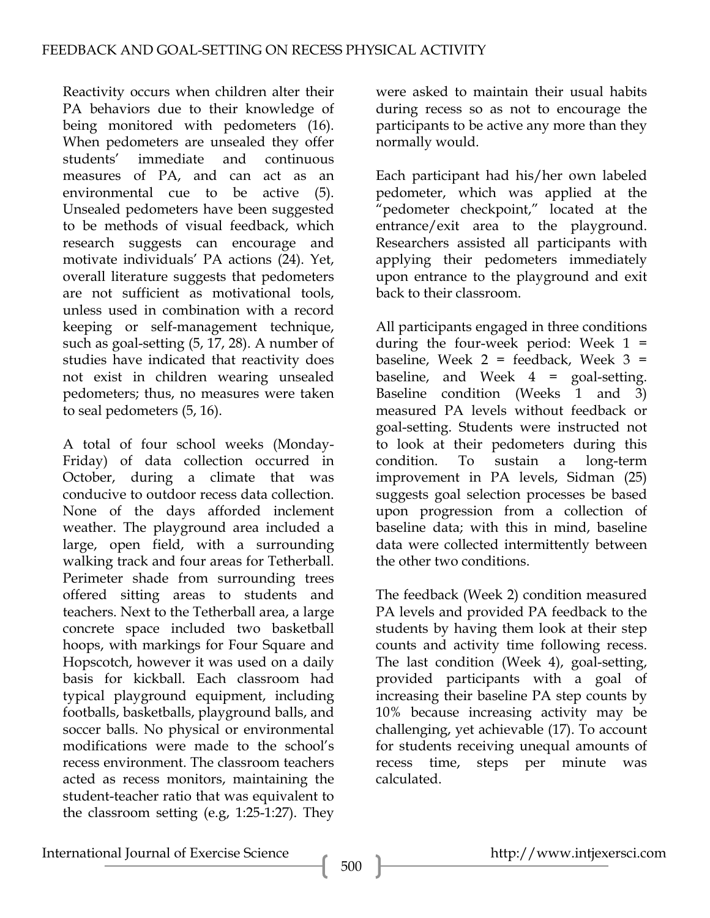Reactivity occurs when children alter their PA behaviors due to their knowledge of being monitored with pedometers (16). When pedometers are unsealed they offer students' immediate and continuous measures of PA, and can act as an environmental cue to be active (5). Unsealed pedometers have been suggested to be methods of visual feedback, which research suggests can encourage and motivate individuals' PA actions (24). Yet, overall literature suggests that pedometers are not sufficient as motivational tools, unless used in combination with a record keeping or self-management technique, such as goal-setting (5, 17, 28). A number of studies have indicated that reactivity does not exist in children wearing unsealed pedometers; thus, no measures were taken to seal pedometers (5, 16).

A total of four school weeks (Monday-Friday) of data collection occurred in October, during a climate that was conducive to outdoor recess data collection. None of the days afforded inclement weather. The playground area included a large, open field, with a surrounding walking track and four areas for Tetherball. Perimeter shade from surrounding trees offered sitting areas to students and teachers. Next to the Tetherball area, a large concrete space included two basketball hoops, with markings for Four Square and Hopscotch, however it was used on a daily basis for kickball. Each classroom had typical playground equipment, including footballs, basketballs, playground balls, and soccer balls. No physical or environmental modifications were made to the school's recess environment. The classroom teachers acted as recess monitors, maintaining the student-teacher ratio that was equivalent to the classroom setting (e.g, 1:25-1:27). They were asked to maintain their usual habits during recess so as not to encourage the participants to be active any more than they normally would.

Each participant had his/her own labeled pedometer, which was applied at the "pedometer checkpoint," located at the entrance/exit area to the playground. Researchers assisted all participants with applying their pedometers immediately upon entrance to the playground and exit back to their classroom.

All participants engaged in three conditions during the four-week period: Week 1 = baseline, Week 2 = feedback, Week 3 = baseline, and Week 4 = goal-setting. Baseline condition (Weeks 1 and 3) measured PA levels without feedback or goal-setting. Students were instructed not to look at their pedometers during this condition. To sustain a long-term improvement in PA levels, Sidman (25) suggests goal selection processes be based upon progression from a collection of baseline data; with this in mind, baseline data were collected intermittently between the other two conditions.

The feedback (Week 2) condition measured PA levels and provided PA feedback to the students by having them look at their step counts and activity time following recess. The last condition (Week 4), goal-setting, provided participants with a goal of increasing their baseline PA step counts by 10% because increasing activity may be challenging, yet achievable (17). To account for students receiving unequal amounts of recess time, steps per minute was calculated.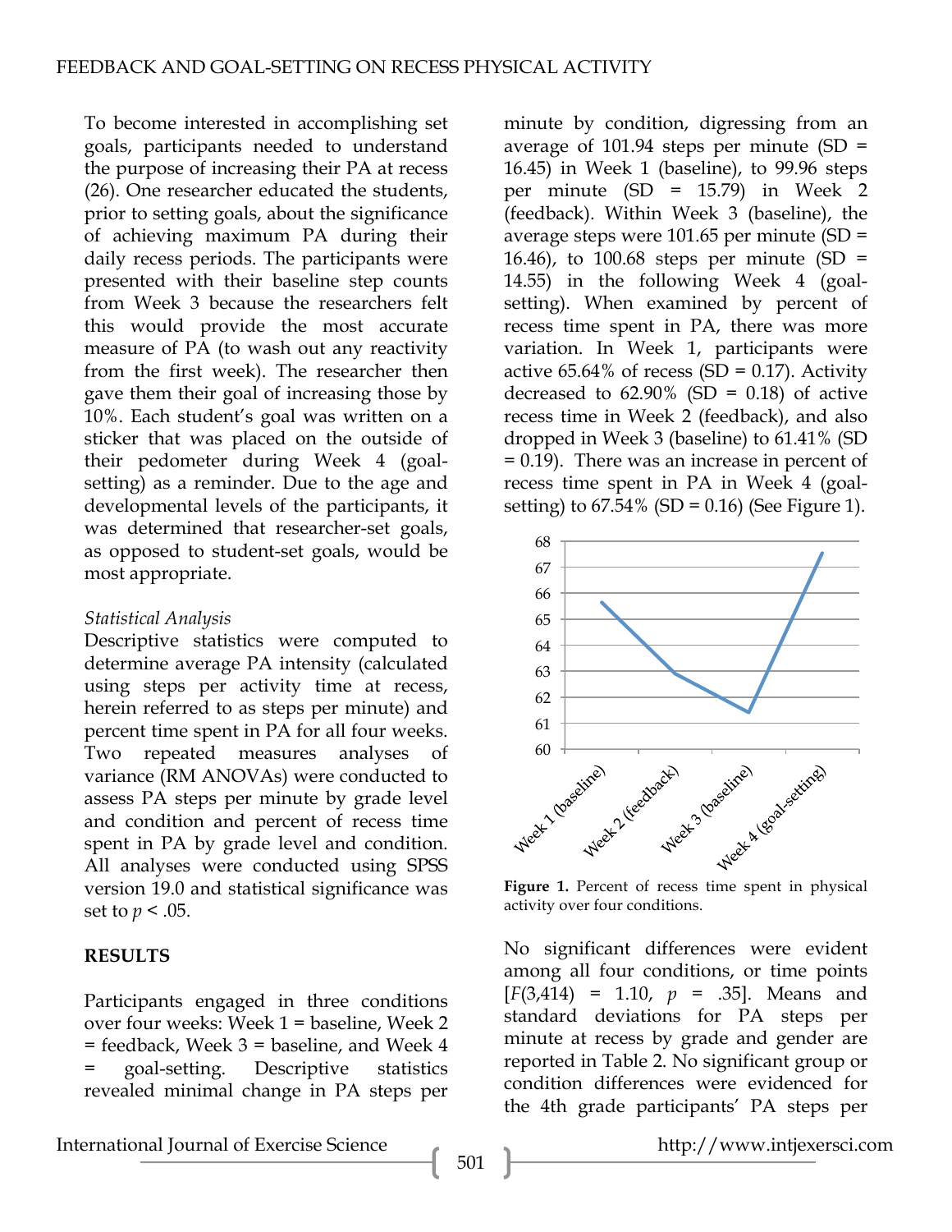To become interested in accomplishing set goals, participants needed to understand the purpose of increasing their PA at recess (26). One researcher educated the students, prior to setting goals, about the significance of achieving maximum PA during their daily recess periods. The participants were presented with their baseline step counts from Week 3 because the researchers felt this would provide the most accurate measure of PA (to wash out any reactivity from the first week). The researcher then gave them their goal of increasing those by 10%. Each student's goal was written on a sticker that was placed on the outside of their pedometer during Week 4 (goal-setting) as a reminder. Due to the age and developmental levels of the participants, it was determined that researcher-set goals, as opposed to student-set goals, would be most appropriate.

*Statistical Analysis*

Descriptive statistics were computed to determine average PA intensity (calculated using steps per activity time at recess, herein referred to as steps per minute) and percent time spent in PA for all four weeks. Two repeated measures analyses of variance (RM ANOVAs) were conducted to assess PA steps per minute by grade level and condition and percent of recess time spent in PA by grade level and condition. All analyses were conducted using SPSS version 19.0 and statistical significance was set to $p < .05$.

## RESULTS

Participants engaged in three conditions over four weeks: Week 1 = baseline, Week 2 = feedback, Week 3 = baseline, and Week 4 = goal-setting. Descriptive statistics revealed minimal change in PA steps per minute by condition, digressing from an average of 101.94 steps per minute (SD = 16.45) in Week 1 (baseline), to 99.96 steps per minute (SD = 15.79) in Week 2 (feedback). Within Week 3 (baseline), the average steps were 101.65 per minute (SD = 16.46), to 100.68 steps per minute (SD = 14.55) in the following Week 4 (goal-setting). When examined by percent of recess time spent in PA, there was more variation. In Week 1, participants were active 65.64% of recess (SD = 0.17). Activity decreased to 62.90% (SD = 0.18) of active recess time in Week 2 (feedback), and also dropped in Week 3 (baseline) to 61.41% (SD = 0.19). There was an increase in percent of recess time spent in PA in Week 4 (goal-setting) to 67.54% (SD = 0.16) (See Figure 1).

**Figure 1.** Percent of recess time spent in physical activity over four conditions.

No significant differences were evident among all four conditions, or time points [$F(3,414) = 1.10$, $p = .35$]. Means and standard deviations for PA steps per minute at recess by grade and gender are reported in Table 2. No significant group or condition differences were evidenced for the 4th grade participants' PA steps per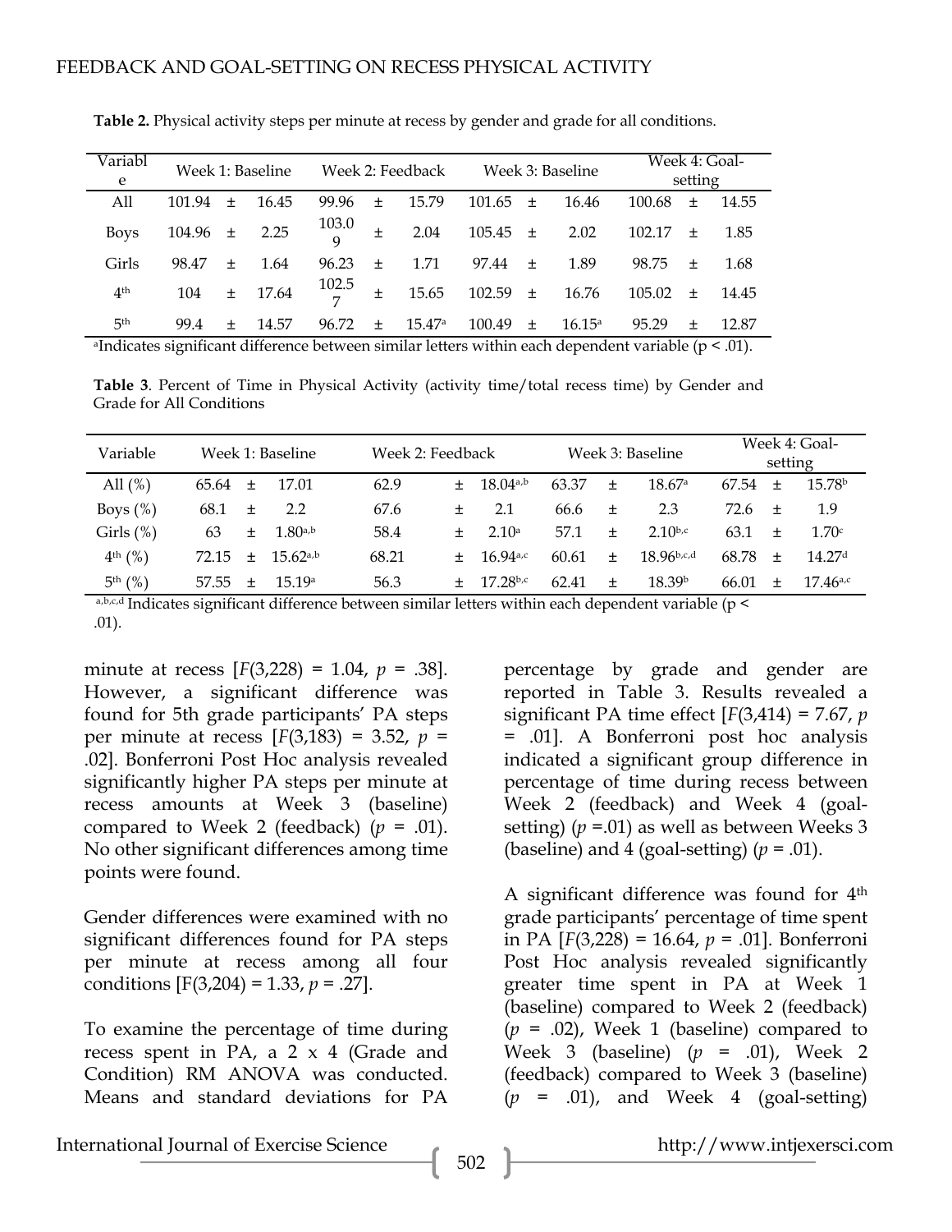**Table 2.** Physical activity steps per minute at recess by gender and grade for all conditions.

| Variable | Week 1: Baseline | Week 2: Feedback | Week 3: Baseline | Week 4: Goal-setting |
|---|---|---|---|---|
| All | 101.94 ± 16.45 | 99.96 ± 15.79 | 101.65 ± 16.46 | 100.68 ± 14.55 |
| Boys | 104.96 ± 2.25 | 103.09 ± 2.04 | 105.45 ± 2.02 | 102.17 ± 1.85 |
| Girls | 98.47 ± 1.64 | 96.23 ± 1.71 | 97.44 ± 1.89 | 98.75 ± 1.68 |
| 4th | 104 ± 17.64 | 102.57 ± 15.65 | 102.59 ± 16.76 | 105.02 ± 14.45 |
| 5th | 99.4 ± 14.57 | 96.72 ± 15.47[a] | 100.49 ± 16.15[a] | 95.29 ± 12.87 |

[a]Indicates significant difference between similar letters within each dependent variable ($p < .01$).

**Table 3**. Percent of Time in Physical Activity (activity time/total recess time) by Gender and Grade for All Conditions

| Variable | Week 1: Baseline | Week 2: Feedback | Week 3: Baseline | Week 4: Goal-setting |
|---|---|---|---|---|
| All (%) | 65.64 ± 17.01 | 62.9 ± 18.04[a,b] | 63.37 ± 18.67[a] | 67.54 ± 15.78[b] |
| Boys (%) | 68.1 ± 2.2 | 67.6 ± 2.1 | 66.6 ± 2.3 | 72.6 ± 1.9 |
| Girls (%) | 63 ± 1.80[a,b] | 58.4 ± 2.10[a] | 57.1 ± 2.10[b,c] | 63.1 ± 1.70[c] |
| 4th (%) | 72.15 ± 15.62[a,b] | 68.21 ± 16.94[a,c] | 60.61 ± 18.96[b,c,d] | 68.78 ± 14.27[d] |
| 5th (%) | 57.55 ± 15.19[a] | 56.3 ± 17.28[b,c] | 62.41 ± 18.39[b] | 66.01 ± 17.46[a,c] |

[a,b,c,d] Indicates significant difference between similar letters within each dependent variable ($p < .01$).

minute at recess [$F(3,228) = 1.04$, $p = .38$]. However, a significant difference was found for 5th grade participants' PA steps per minute at recess [$F(3,183) = 3.52$, $p = .02$]. Bonferroni Post Hoc analysis revealed significantly higher PA steps per minute at recess amounts at Week 3 (baseline) compared to Week 2 (feedback) ($p = .01$). No other significant differences among time points were found.

Gender differences were examined with no significant differences found for PA steps per minute at recess among all four conditions [$F(3,204) = 1.33$, $p = .27$].

To examine the percentage of time during recess spent in PA, a 2 x 4 (Grade and Condition) RM ANOVA was conducted. Means and standard deviations for PA percentage by grade and gender are reported in Table 3. Results revealed a significant PA time effect [$F(3,414) = 7.67$, $p = .01$]. A Bonferroni post hoc analysis indicated a significant group difference in percentage of time during recess between Week 2 (feedback) and Week 4 (goal-setting) ($p = .01$) as well as between Weeks 3 (baseline) and 4 (goal-setting) ($p = .01$).

A significant difference was found for 4th grade participants' percentage of time spent in PA [$F(3,228) = 16.64$, $p = .01$]. Bonferroni Post Hoc analysis revealed significantly greater time spent in PA at Week 1 (baseline) compared to Week 2 (feedback) ($p = .02$), Week 1 (baseline) compared to Week 3 (baseline) ($p = .01$), Week 2 (feedback) compared to Week 3 (baseline) ($p = .01$), and Week 4 (goal-setting)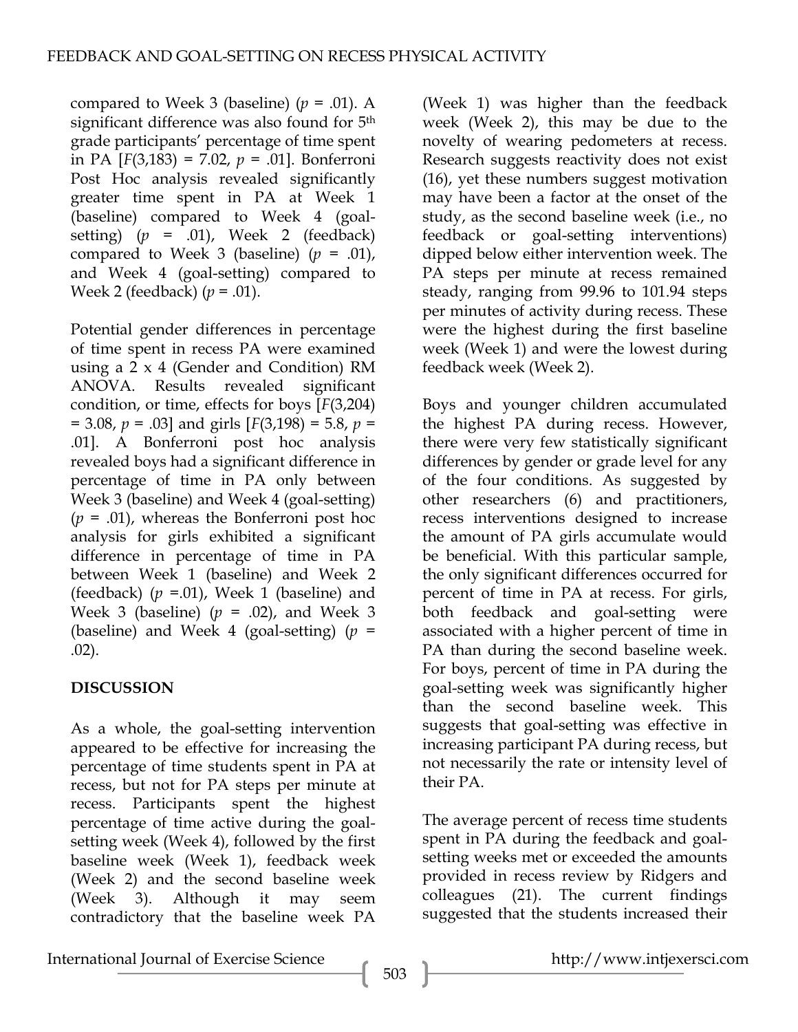compared to Week 3 (baseline) ($p$ = .01). A significant difference was also found for 5th grade participants' percentage of time spent in PA [$F(3,183) = 7.02$, $p$ = .01]. Bonferroni Post Hoc analysis revealed significantly greater time spent in PA at Week 1 (baseline) compared to Week 4 (goal-setting) ($p$ = .01), Week 2 (feedback) compared to Week 3 (baseline) ($p$ = .01), and Week 4 (goal-setting) compared to Week 2 (feedback) ($p$ = .01).

Potential gender differences in percentage of time spent in recess PA were examined using a 2 x 4 (Gender and Condition) RM ANOVA. Results revealed significant condition, or time, effects for boys [$F(3,204) = 3.08$, $p$ = .03] and girls [$F(3,198) = 5.8$, $p$ = .01]. A Bonferroni post hoc analysis revealed boys had a significant difference in percentage of time in PA only between Week 3 (baseline) and Week 4 (goal-setting) ($p$ = .01), whereas the Bonferroni post hoc analysis for girls exhibited a significant difference in percentage of time in PA between Week 1 (baseline) and Week 2 (feedback) ($p$ =.01), Week 1 (baseline) and Week 3 (baseline) ($p$ = .02), and Week 3 (baseline) and Week 4 (goal-setting) ($p$ = .02).

## DISCUSSION

As a whole, the goal-setting intervention appeared to be effective for increasing the percentage of time students spent in PA at recess, but not for PA steps per minute at recess. Participants spent the highest percentage of time active during the goal-setting week (Week 4), followed by the first baseline week (Week 1), feedback week (Week 2) and the second baseline week (Week 3). Although it may seem contradictory that the baseline week PA (Week 1) was higher than the feedback week (Week 2), this may be due to the novelty of wearing pedometers at recess. Research suggests reactivity does not exist (16), yet these numbers suggest motivation may have been a factor at the onset of the study, as the second baseline week (i.e., no feedback or goal-setting interventions) dipped below either intervention week. The PA steps per minute at recess remained steady, ranging from 99.96 to 101.94 steps per minutes of activity during recess. These were the highest during the first baseline week (Week 1) and were the lowest during feedback week (Week 2).

Boys and younger children accumulated the highest PA during recess. However, there were very few statistically significant differences by gender or grade level for any of the four conditions. As suggested by other researchers (6) and practitioners, recess interventions designed to increase the amount of PA girls accumulate would be beneficial. With this particular sample, the only significant differences occurred for percent of time in PA at recess. For girls, both feedback and goal-setting were associated with a higher percent of time in PA than during the second baseline week. For boys, percent of time in PA during the goal-setting week was significantly higher than the second baseline week. This suggests that goal-setting was effective in increasing participant PA during recess, but not necessarily the rate or intensity level of their PA.

The average percent of recess time students spent in PA during the feedback and goal-setting weeks met or exceeded the amounts provided in recess review by Ridgers and colleagues (21). The current findings suggested that the students increased their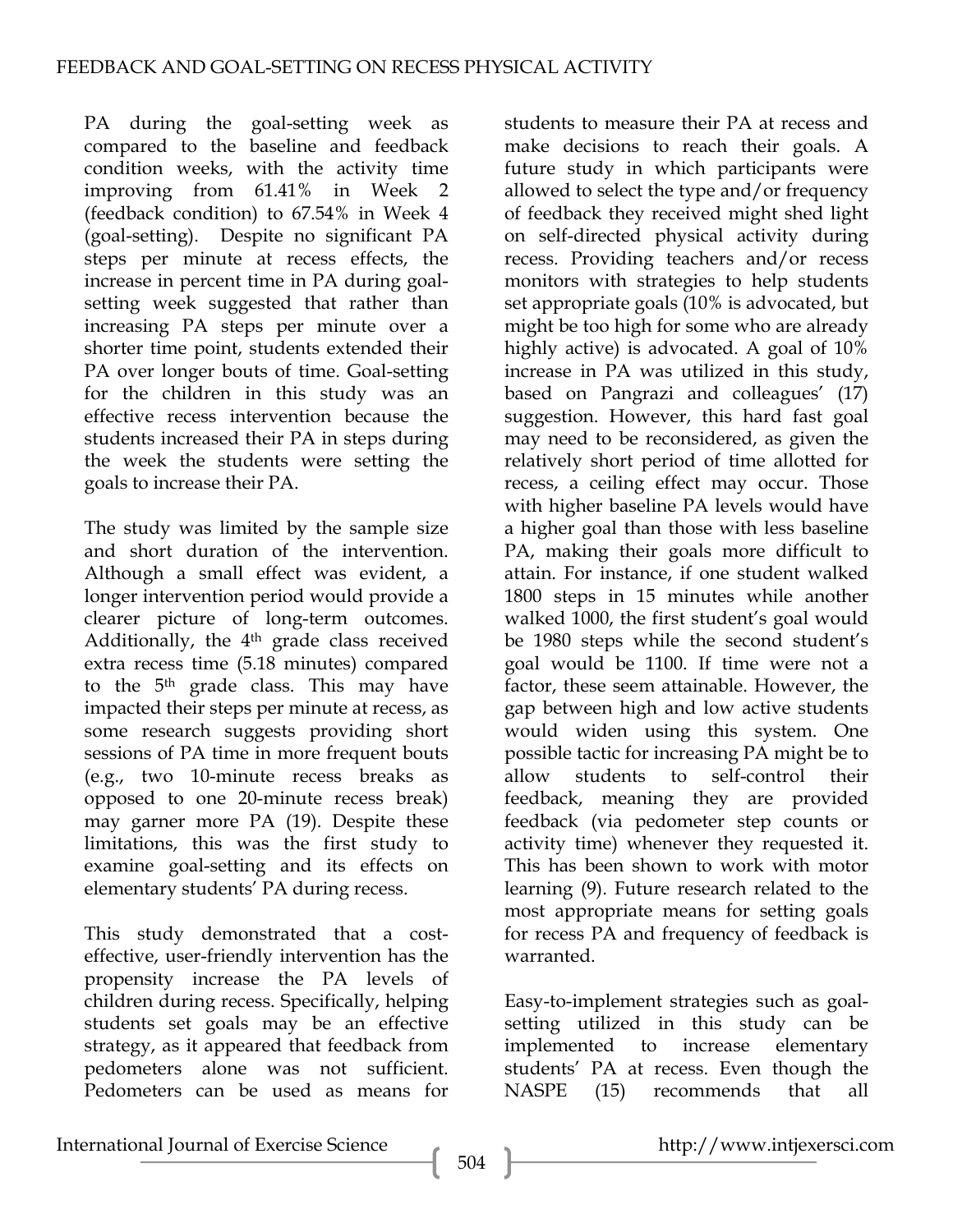PA during the goal-setting week as compared to the baseline and feedback condition weeks, with the activity time improving from 61.41% in Week 2 (feedback condition) to 67.54% in Week 4 (goal-setting). Despite no significant PA steps per minute at recess effects, the increase in percent time in PA during goal-setting week suggested that rather than increasing PA steps per minute over a shorter time point, students extended their PA over longer bouts of time. Goal-setting for the children in this study was an effective recess intervention because the students increased their PA in steps during the week the students were setting the goals to increase their PA.

The study was limited by the sample size and short duration of the intervention. Although a small effect was evident, a longer intervention period would provide a clearer picture of long-term outcomes. Additionally, the 4th grade class received extra recess time (5.18 minutes) compared to the 5th grade class. This may have impacted their steps per minute at recess, as some research suggests providing short sessions of PA time in more frequent bouts (e.g., two 10-minute recess breaks as opposed to one 20-minute recess break) may garner more PA (19). Despite these limitations, this was the first study to examine goal-setting and its effects on elementary students' PA during recess.

This study demonstrated that a cost-effective, user-friendly intervention has the propensity increase the PA levels of children during recess. Specifically, helping students set goals may be an effective strategy, as it appeared that feedback from pedometers alone was not sufficient. Pedometers can be used as means for students to measure their PA at recess and make decisions to reach their goals. A future study in which participants were allowed to select the type and/or frequency of feedback they received might shed light on self-directed physical activity during recess. Providing teachers and/or recess monitors with strategies to help students set appropriate goals (10% is advocated, but might be too high for some who are already highly active) is advocated. A goal of 10% increase in PA was utilized in this study, based on Pangrazi and colleagues' (17) suggestion. However, this hard fast goal may need to be reconsidered, as given the relatively short period of time allotted for recess, a ceiling effect may occur. Those with higher baseline PA levels would have a higher goal than those with less baseline PA, making their goals more difficult to attain. For instance, if one student walked 1800 steps in 15 minutes while another walked 1000, the first student's goal would be 1980 steps while the second student's goal would be 1100. If time were not a factor, these seem attainable. However, the gap between high and low active students would widen using this system. One possible tactic for increasing PA might be to allow students to self-control their feedback, meaning they are provided feedback (via pedometer step counts or activity time) whenever they requested it. This has been shown to work with motor learning (9). Future research related to the most appropriate means for setting goals for recess PA and frequency of feedback is warranted.

Easy-to-implement strategies such as goal-setting utilized in this study can be implemented to increase elementary students' PA at recess. Even though the NASPE (15) recommends that all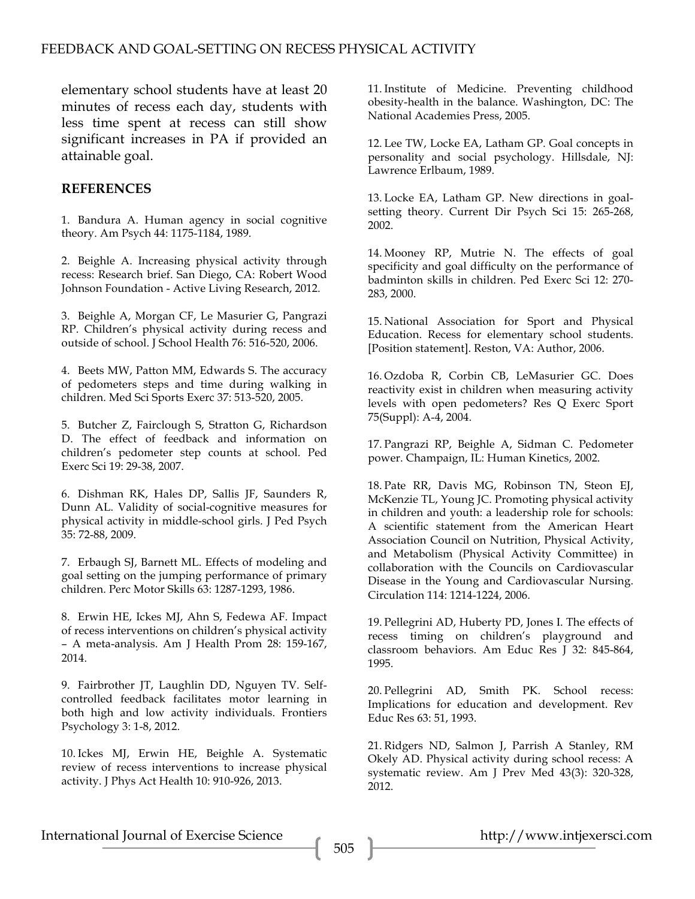elementary school students have at least 20 minutes of recess each day, students with less time spent at recess can still show significant increases in PA if provided an attainable goal.

## REFERENCES

1. Bandura A. Human agency in social cognitive theory. Am Psych 44: 1175-1184, 1989.

2. Beighle A. Increasing physical activity through recess: Research brief. San Diego, CA: Robert Wood Johnson Foundation - Active Living Research, 2012.

3. Beighle A, Morgan CF, Le Masurier G, Pangrazi RP. Children's physical activity during recess and outside of school. J School Health 76: 516-520, 2006.

4. Beets MW, Patton MM, Edwards S. The accuracy of pedometers steps and time during walking in children. Med Sci Sports Exerc 37: 513-520, 2005.

5. Butcher Z, Fairclough S, Stratton G, Richardson D. The effect of feedback and information on children's pedometer step counts at school. Ped Exerc Sci 19: 29-38, 2007.

6. Dishman RK, Hales DP, Sallis JF, Saunders R, Dunn AL. Validity of social-cognitive measures for physical activity in middle-school girls. J Ped Psych 35: 72-88, 2009.

7. Erbaugh SJ, Barnett ML. Effects of modeling and goal setting on the jumping performance of primary children. Perc Motor Skills 63: 1287-1293, 1986.

8. Erwin HE, Ickes MJ, Ahn S, Fedewa AF. Impact of recess interventions on children's physical activity – A meta-analysis. Am J Health Prom 28: 159-167, 2014.

9. Fairbrother JT, Laughlin DD, Nguyen TV. Self-controlled feedback facilitates motor learning in both high and low activity individuals. Frontiers Psychology 3: 1-8, 2012.

10. Ickes MJ, Erwin HE, Beighle A. Systematic review of recess interventions to increase physical activity. J Phys Act Health 10: 910-926, 2013.

11. Institute of Medicine. Preventing childhood obesity-health in the balance. Washington, DC: The National Academies Press, 2005.

12. Lee TW, Locke EA, Latham GP. Goal concepts in personality and social psychology. Hillsdale, NJ: Lawrence Erlbaum, 1989.

13. Locke EA, Latham GP. New directions in goal-setting theory. Current Dir Psych Sci 15: 265-268, 2002.

14. Mooney RP, Mutrie N. The effects of goal specificity and goal difficulty on the performance of badminton skills in children. Ped Exerc Sci 12: 270-283, 2000.

15. National Association for Sport and Physical Education. Recess for elementary school students. [Position statement]. Reston, VA: Author, 2006.

16. Ozdoba R, Corbin CB, LeMasurier GC. Does reactivity exist in children when measuring activity levels with open pedometers? Res Q Exerc Sport 75(Suppl): A-4, 2004.

17. Pangrazi RP, Beighle A, Sidman C. Pedometer power. Champaign, IL: Human Kinetics, 2002.

18. Pate RR, Davis MG, Robinson TN, Steon EJ, McKenzie TL, Young JC. Promoting physical activity in children and youth: a leadership role for schools: A scientific statement from the American Heart Association Council on Nutrition, Physical Activity, and Metabolism (Physical Activity Committee) in collaboration with the Councils on Cardiovascular Disease in the Young and Cardiovascular Nursing. Circulation 114: 1214-1224, 2006.

19. Pellegrini AD, Huberty PD, Jones I. The effects of recess timing on children's playground and classroom behaviors. Am Educ Res J 32: 845-864, 1995.

20. Pellegrini AD, Smith PK. School recess: Implications for education and development. Rev Educ Res 63: 51, 1993.

21. Ridgers ND, Salmon J, Parrish A Stanley, RM Okely AD. Physical activity during school recess: A systematic review. Am J Prev Med 43(3): 320-328, 2012.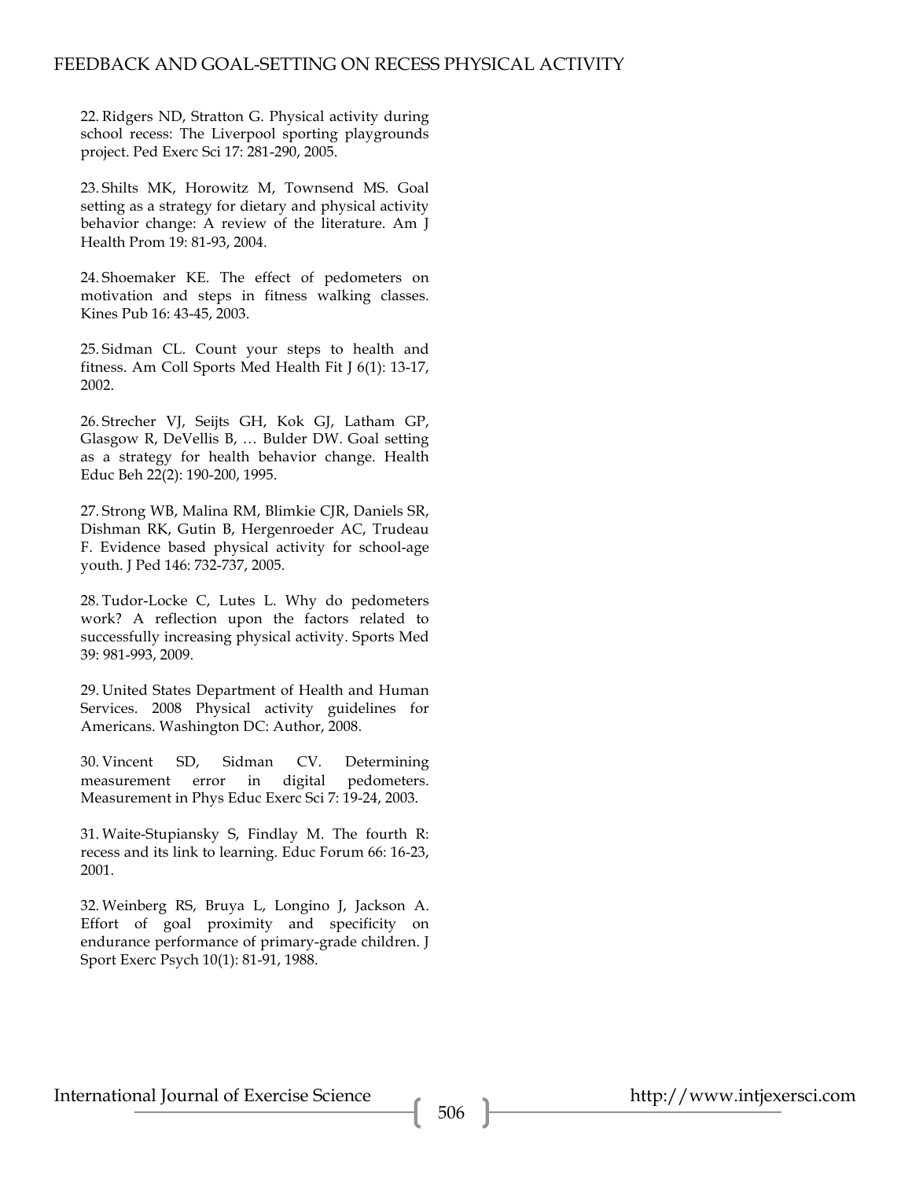22. Ridgers ND, Stratton G. Physical activity during school recess: The Liverpool sporting playgrounds project. Ped Exerc Sci 17: 281-290, 2005.

23. Shilts MK, Horowitz M, Townsend MS. Goal setting as a strategy for dietary and physical activity behavior change: A review of the literature. Am J Health Prom 19: 81-93, 2004.

24. Shoemaker KE. The effect of pedometers on motivation and steps in fitness walking classes. Kines Pub 16: 43-45, 2003.

25. Sidman CL. Count your steps to health and fitness. Am Coll Sports Med Health Fit J 6(1): 13-17, 2002.

26. Strecher VJ, Seijts GH, Kok GJ, Latham GP, Glasgow R, DeVellis B, … Bulder DW. Goal setting as a strategy for health behavior change. Health Educ Beh 22(2): 190-200, 1995.

27. Strong WB, Malina RM, Blimkie CJR, Daniels SR, Dishman RK, Gutin B, Hergenroeder AC, Trudeau F. Evidence based physical activity for school-age youth. J Ped 146: 732-737, 2005.

28. Tudor-Locke C, Lutes L. Why do pedometers work? A reflection upon the factors related to successfully increasing physical activity. Sports Med 39: 981-993, 2009.

29. United States Department of Health and Human Services. 2008 Physical activity guidelines for Americans. Washington DC: Author, 2008.

30. Vincent SD, Sidman CV. Determining measurement error in digital pedometers. Measurement in Phys Educ Exerc Sci 7: 19-24, 2003.

31. Waite-Stupiansky S, Findlay M. The fourth R: recess and its link to learning. Educ Forum 66: 16-23, 2001.

32. Weinberg RS, Bruya L, Longino J, Jackson A. Effort of goal proximity and specificity on endurance performance of primary-grade children. J Sport Exerc Psych 10(1): 81-91, 1988.